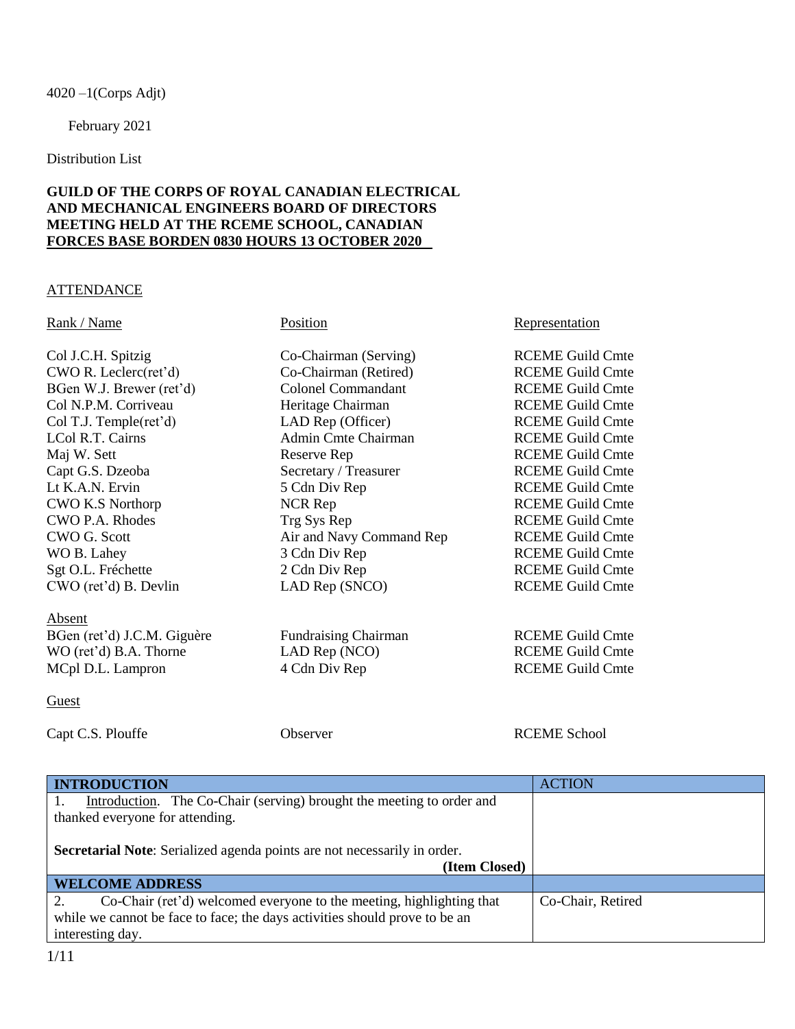4020 –1(Corps Adjt)

February 2021

Distribution List

**GUILD OF THE CORPS OF ROYAL CANADIAN ELECTRICAL AND MECHANICAL ENGINEERS BOARD OF DIRECTORS MEETING HELD AT THE RCEME SCHOOL, CANADIAN FORCES BASE BORDEN 0830 HOURS 13 OCTOBER 2020**

ATTENDANCE

| Rank / Name | Position | Representation |
|---|---|---|
| Col J.C.H. Spitzig | Co-Chairman (Serving) | RCEME Guild Cmte |
| CWO R. Leclerc(ret'd) | Co-Chairman (Retired) | RCEME Guild Cmte |
| BGen W.J. Brewer (ret'd) | Colonel Commandant | RCEME Guild Cmte |
| Col N.P.M. Corriveau | Heritage Chairman | RCEME Guild Cmte |
| Col T.J. Temple(ret'd) | LAD Rep (Officer) | RCEME Guild Cmte |
| LCol R.T. Cairns | Admin Cmte Chairman | RCEME Guild Cmte |
| Maj W. Sett | Reserve Rep | RCEME Guild Cmte |
| Capt G.S. Dzeoba | Secretary / Treasurer | RCEME Guild Cmte |
| Lt K.A.N. Ervin | 5 Cdn Div Rep | RCEME Guild Cmte |
| CWO K.S Northorp | NCR Rep | RCEME Guild Cmte |
| CWO P.A. Rhodes | Trg Sys Rep | RCEME Guild Cmte |
| CWO G. Scott | Air and Navy Command Rep | RCEME Guild Cmte |
| WO B. Lahey | 3 Cdn Div Rep | RCEME Guild Cmte |
| Sgt O.L. Fréchette | 2 Cdn Div Rep | RCEME Guild Cmte |
| CWO (ret'd) B. Devlin | LAD Rep (SNCO) | RCEME Guild Cmte |

Absent

| | | |
|---|---|---|
| BGen (ret'd) J.C.M. Giguère | Fundraising Chairman | RCEME Guild Cmte |
| WO (ret'd) B.A. Thorne | LAD Rep (NCO) | RCEME Guild Cmte |
| MCpl D.L. Lampron | 4 Cdn Div Rep | RCEME Guild Cmte |

Guest

| | | |
|---|---|---|
| Capt C.S. Plouffe | Observer | RCEME School |

| **INTRODUCTION** | ACTION |
|---|---|
| 1. Introduction. The Co-Chair (serving) brought the meeting to order and thanked everyone for attending.<br><br>**Secretarial Note**: Serialized agenda points are not necessarily in order.<br>**(Item Closed)** | |
| **WELCOME ADDRESS** | |
| 2. Co-Chair (ret'd) welcomed everyone to the meeting, highlighting that while we cannot be face to face; the days activities should prove to be an interesting day. | Co-Chair, Retired |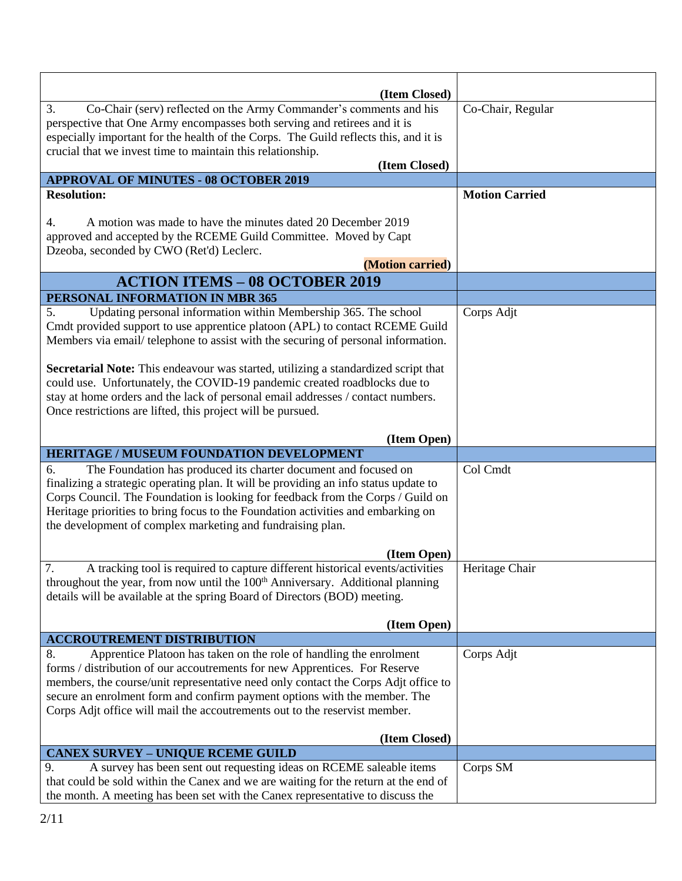| | |
|---|---|
| **(Item Closed)** | |
| 3. Co-Chair (serv) reflected on the Army Commander's comments and his perspective that One Army encompasses both serving and retirees and it is especially important for the health of the Corps. The Guild reflects this, and it is crucial that we invest time to maintain this relationship. **(Item Closed)** | Co-Chair, Regular |
| **APPROVAL OF MINUTES - 08 OCTOBER 2019** | |
| **Resolution:**<br><br>4. A motion was made to have the minutes dated 20 December 2019 approved and accepted by the RCEME Guild Committee. Moved by Capt Dzeoba, seconded by CWO (Ret'd) Leclerc. **(Motion carried)** | **Motion Carried** |
| **ACTION ITEMS – 08 OCTOBER 2019** | |
| **PERSONAL INFORMATION IN MBR 365** | |
| 5. Updating personal information within Membership 365. The school Cmdt provided support to use apprentice platoon (APL) to contact RCEME Guild Members via email/ telephone to assist with the securing of personal information.<br><br>**Secretarial Note:** This endeavour was started, utilizing a standardized script that could use. Unfortunately, the COVID-19 pandemic created roadblocks due to stay at home orders and the lack of personal email addresses / contact numbers. Once restrictions are lifted, this project will be pursued. **(Item Open)** | Corps Adjt |
| **HERITAGE / MUSEUM FOUNDATION DEVELOPMENT** | |
| 6. The Foundation has produced its charter document and focused on finalizing a strategic operating plan. It will be providing an info status update to Corps Council. The Foundation is looking for feedback from the Corps / Guild on Heritage priorities to bring focus to the Foundation activities and embarking on the development of complex marketing and fundraising plan. **(Item Open)** | Col Cmdt |
| 7. A tracking tool is required to capture different historical events/activities throughout the year, from now until the 100th Anniversary. Additional planning details will be available at the spring Board of Directors (BOD) meeting. **(Item Open)** | Heritage Chair |
| **ACCROUTREMENT DISTRIBUTION** | |
| 8. Apprentice Platoon has taken on the role of handling the enrolment forms / distribution of our accoutrements for new Apprentices. For Reserve members, the course/unit representative need only contact the Corps Adjt office to secure an enrolment form and confirm payment options with the member. The Corps Adjt office will mail the accoutrements out to the reservist member. **(Item Closed)** | Corps Adjt |
| **CANEX SURVEY – UNIQUE RCEME GUILD** | |
| 9. A survey has been sent out requesting ideas on RCEME saleable items that could be sold within the Canex and we are waiting for the return at the end of the month. A meeting has been set with the Canex representative to discuss the | Corps SM |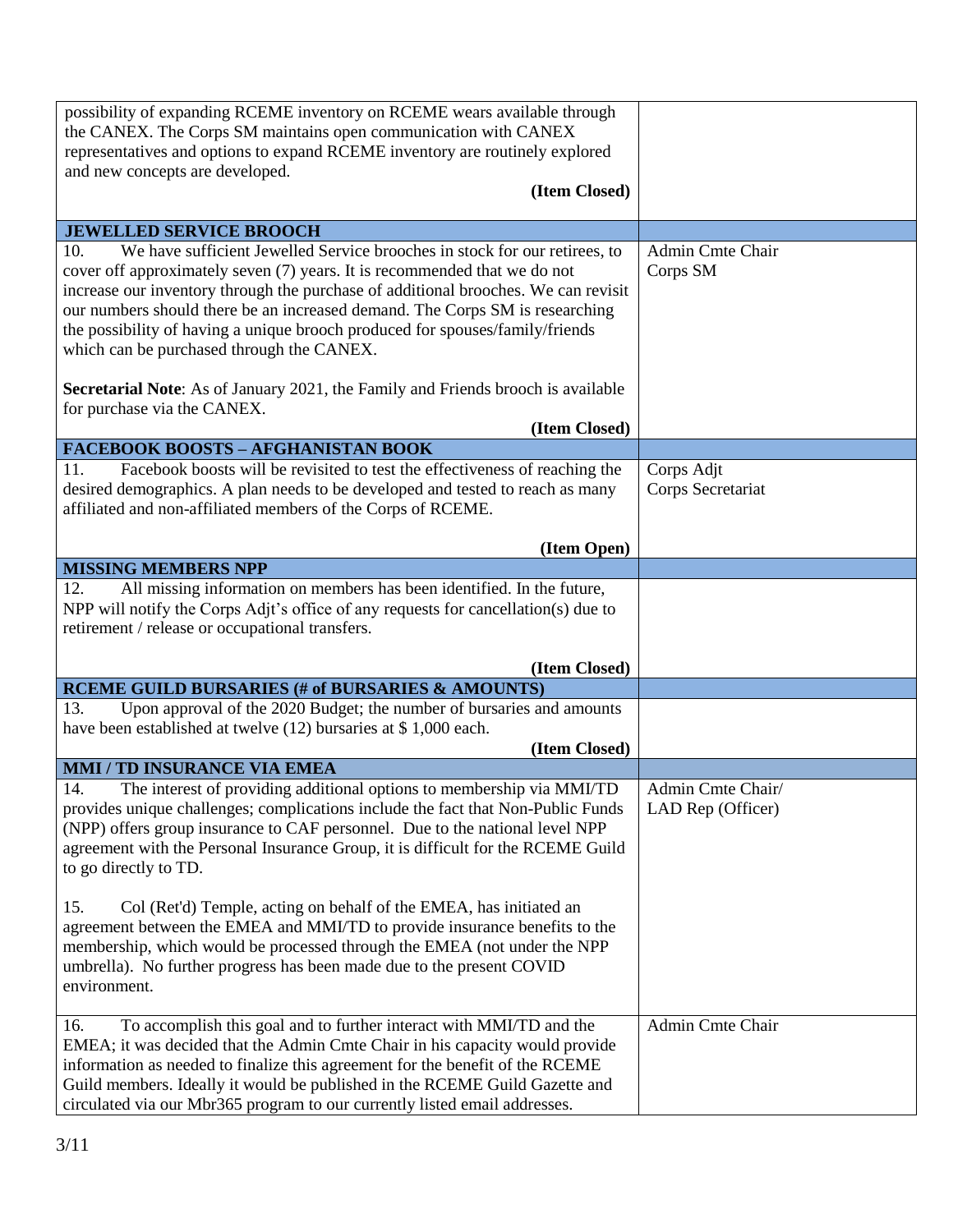| | |
|---|---|
| possibility of expanding RCEME inventory on RCEME wears available through the CANEX. The Corps SM maintains open communication with CANEX representatives and options to expand RCEME inventory are routinely explored and new concepts are developed. **(Item Closed)** | |
| **JEWELLED SERVICE BROOCH** | |
| 10. We have sufficient Jewelled Service brooches in stock for our retirees, to cover off approximately seven (7) years. It is recommended that we do not increase our inventory through the purchase of additional brooches. We can revisit our numbers should there be an increased demand. The Corps SM is researching the possibility of having a unique brooch produced for spouses/family/friends which can be purchased through the CANEX.<br><br>**Secretarial Note**: As of January 2021, the Family and Friends brooch is available for purchase via the CANEX. **(Item Closed)** | Admin Cmte Chair<br>Corps SM |
| **FACEBOOK BOOSTS – AFGHANISTAN BOOK** | |
| 11. Facebook boosts will be revisited to test the effectiveness of reaching the desired demographics. A plan needs to be developed and tested to reach as many affiliated and non-affiliated members of the Corps of RCEME. **(Item Open)** | Corps Adjt<br>Corps Secretariat |
| **MISSING MEMBERS NPP** | |
| 12. All missing information on members has been identified. In the future, NPP will notify the Corps Adjt's office of any requests for cancellation(s) due to retirement / release or occupational transfers. **(Item Closed)** | |
| **RCEME GUILD BURSARIES (# of BURSARIES & AMOUNTS)** | |
| 13. Upon approval of the 2020 Budget; the number of bursaries and amounts have been established at twelve (12) bursaries at $ 1,000 each. **(Item Closed)** | |
| **MMI / TD INSURANCE VIA EMEA** | |
| 14. The interest of providing additional options to membership via MMI/TD provides unique challenges; complications include the fact that Non-Public Funds (NPP) offers group insurance to CAF personnel. Due to the national level NPP agreement with the Personal Insurance Group, it is difficult for the RCEME Guild to go directly to TD.<br><br>15. Col (Ret'd) Temple, acting on behalf of the EMEA, has initiated an agreement between the EMEA and MMI/TD to provide insurance benefits to the membership, which would be processed through the EMEA (not under the NPP umbrella). No further progress has been made due to the present COVID environment. | Admin Cmte Chair/<br>LAD Rep (Officer) |
| 16. To accomplish this goal and to further interact with MMI/TD and the EMEA; it was decided that the Admin Cmte Chair in his capacity would provide information as needed to finalize this agreement for the benefit of the RCEME Guild members. Ideally it would be published in the RCEME Guild Gazette and circulated via our Mbr365 program to our currently listed email addresses. | Admin Cmte Chair |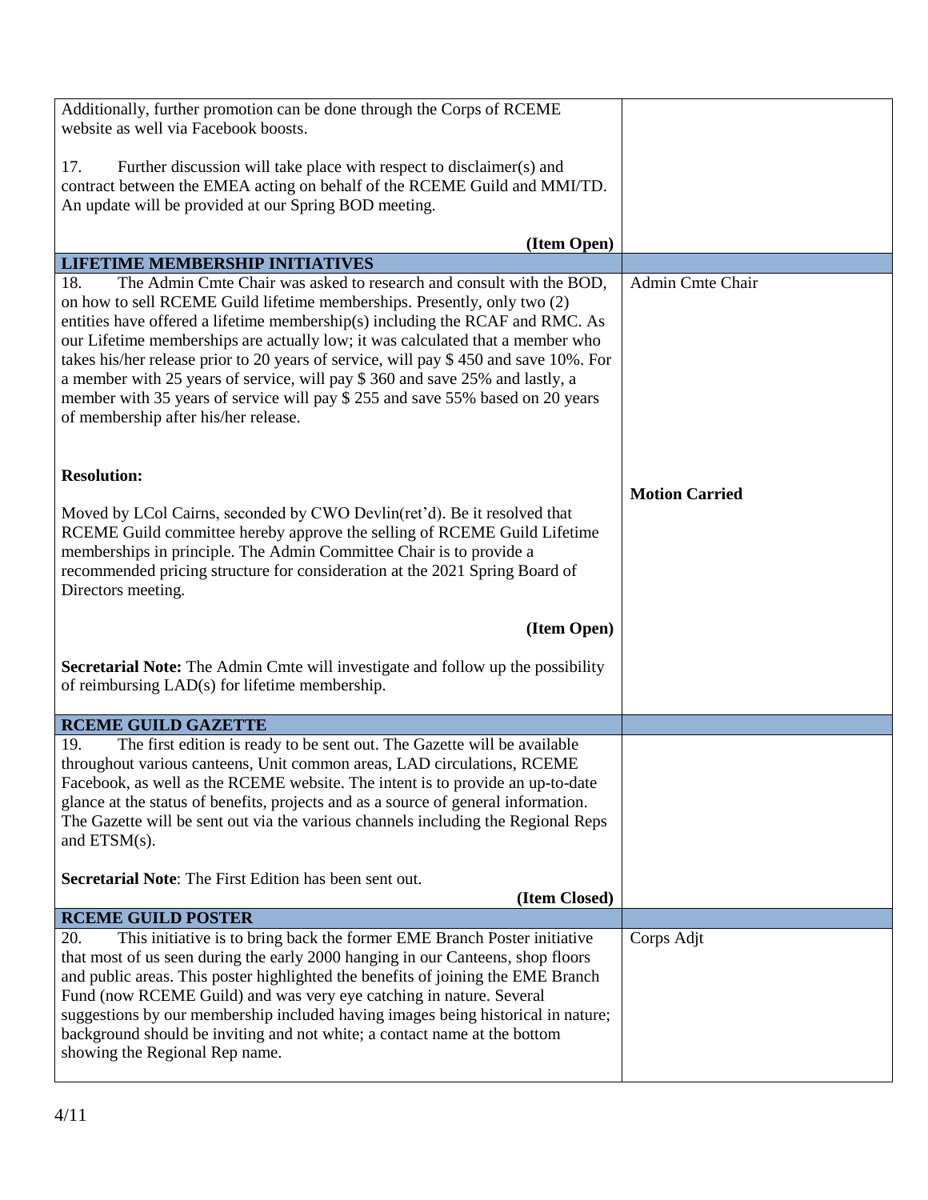| | |
|---|---|
| Additionally, further promotion can be done through the Corps of RCEME website as well via Facebook boosts.<br><br>17. Further discussion will take place with respect to disclaimer(s) and contract between the EMEA acting on behalf of the RCEME Guild and MMI/TD. An update will be provided at our Spring BOD meeting.<br><br>**(Item Open)** | |
| **LIFETIME MEMBERSHIP INITIATIVES** | |
| 18. The Admin Cmte Chair was asked to research and consult with the BOD, on how to sell RCEME Guild lifetime memberships. Presently, only two (2) entities have offered a lifetime membership(s) including the RCAF and RMC. As our Lifetime memberships are actually low; it was calculated that a member who takes his/her release prior to 20 years of service, will pay $ 450 and save 10%. For a member with 25 years of service, will pay $ 360 and save 25% and lastly, a member with 35 years of service will pay $ 255 and save 55% based on 20 years of membership after his/her release.<br><br>**Resolution:**<br><br>Moved by LCol Cairns, seconded by CWO Devlin(ret'd). Be it resolved that RCEME Guild committee hereby approve the selling of RCEME Guild Lifetime memberships in principle. The Admin Committee Chair is to provide a recommended pricing structure for consideration at the 2021 Spring Board of Directors meeting.<br><br>**(Item Open)**<br><br>**Secretarial Note:** The Admin Cmte will investigate and follow up the possibility of reimbursing LAD(s) for lifetime membership. | Admin Cmte Chair<br><br>**Motion Carried** |
| **RCEME GUILD GAZETTE** | |
| 19. The first edition is ready to be sent out. The Gazette will be available throughout various canteens, Unit common areas, LAD circulations, RCEME Facebook, as well as the RCEME website. The intent is to provide an up-to-date glance at the status of benefits, projects and as a source of general information. The Gazette will be sent out via the various channels including the Regional Reps and ETSM(s).<br><br>**Secretarial Note**: The First Edition has been sent out.<br><br>**(Item Closed)** | |
| **RCEME GUILD POSTER** | |
| 20. This initiative is to bring back the former EME Branch Poster initiative that most of us seen during the early 2000 hanging in our Canteens, shop floors and public areas. This poster highlighted the benefits of joining the EME Branch Fund (now RCEME Guild) and was very eye catching in nature. Several suggestions by our membership included having images being historical in nature; background should be inviting and not white; a contact name at the bottom showing the Regional Rep name. | Corps Adjt |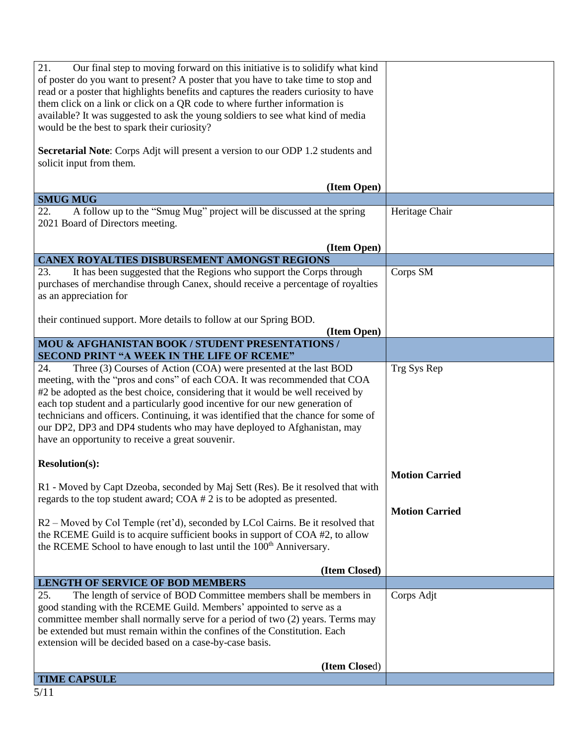| | |
|---|---|
| 21. Our final step to moving forward on this initiative is to solidify what kind of poster do you want to present? A poster that you have to take time to stop and read or a poster that highlights benefits and captures the readers curiosity to have them click on a link or click on a QR code to where further information is available? It was suggested to ask the young soldiers to see what kind of media would be the best to spark their curiosity?<br><br>**Secretarial Note**: Corps Adjt will present a version to our ODP 1.2 students and solicit input from them.<br><br>**(Item Open)** | |
| **SMUG MUG** | |
| 22. A follow up to the "Smug Mug" project will be discussed at the spring 2021 Board of Directors meeting.<br><br>**(Item Open)** | Heritage Chair |
| **CANEX ROYALTIES DISBURSEMENT AMONGST REGIONS** | |
| 23. It has been suggested that the Regions who support the Corps through purchases of merchandise through Canex, should receive a percentage of royalties as an appreciation for<br><br>their continued support. More details to follow at our Spring BOD.<br>**(Item Open)** | Corps SM |
| **MOU & AFGHANISTAN BOOK / STUDENT PRESENTATIONS / SECOND PRINT "A WEEK IN THE LIFE OF RCEME"** | |
| 24. Three (3) Courses of Action (COA) were presented at the last BOD meeting, with the "pros and cons" of each COA. It was recommended that COA #2 be adopted as the best choice, considering that it would be well received by each top student and a particularly good incentive for our new generation of technicians and officers. Continuing, it was identified that the chance for some of our DP2, DP3 and DP4 students who may have deployed to Afghanistan, may have an opportunity to receive a great souvenir.<br><br>**Resolution(s):**<br><br>R1 - Moved by Capt Dzeoba, seconded by Maj Sett (Res). Be it resolved that with regards to the top student award; COA # 2 is to be adopted as presented.<br><br>R2 – Moved by Col Temple (ret'd), seconded by LCol Cairns. Be it resolved that the RCEME Guild is to acquire sufficient books in support of COA #2, to allow the RCEME School to have enough to last until the 100th Anniversary.<br><br>**(Item Closed)** | Trg Sys Rep<br><br>**Motion Carried**<br><br>**Motion Carried** |
| **LENGTH OF SERVICE OF BOD MEMBERS** | |
| 25. The length of service of BOD Committee members shall be members in good standing with the RCEME Guild. Members' appointed to serve as a committee member shall normally serve for a period of two (2) years. Terms may be extended but must remain within the confines of the Constitution. Each extension will be decided based on a case-by-case basis.<br><br>**(Item Close**d) | Corps Adjt |
| **TIME CAPSULE** | |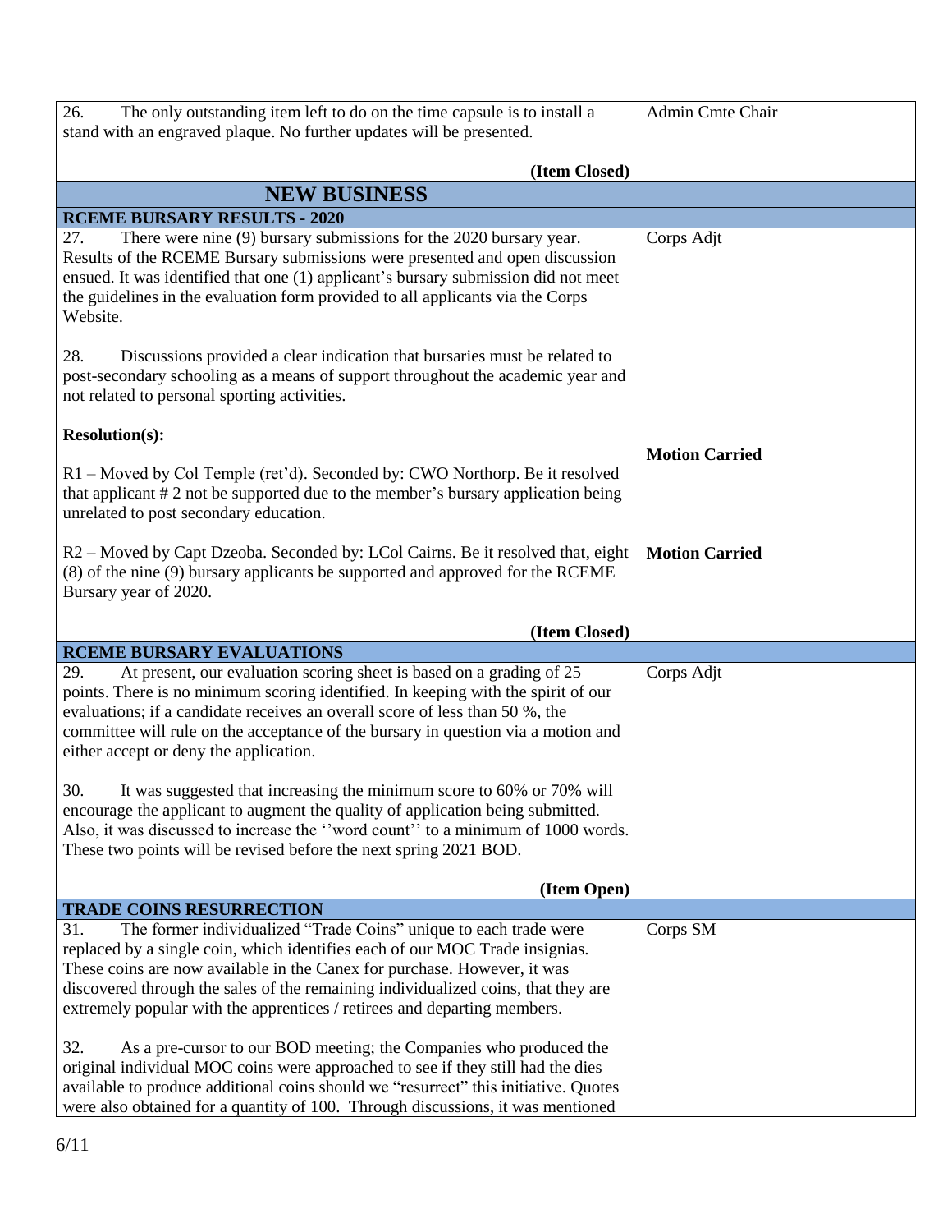| | |
|---|---|
| 26. The only outstanding item left to do on the time capsule is to install a stand with an engraved plaque. No further updates will be presented.<br><br>**(Item Closed)** | Admin Cmte Chair |
| **NEW BUSINESS** | |
| **RCEME BURSARY RESULTS - 2020** | |
| 27. There were nine (9) bursary submissions for the 2020 bursary year. Results of the RCEME Bursary submissions were presented and open discussion ensued. It was identified that one (1) applicant's bursary submission did not meet the guidelines in the evaluation form provided to all applicants via the Corps Website.<br><br>28. Discussions provided a clear indication that bursaries must be related to post-secondary schooling as a means of support throughout the academic year and not related to personal sporting activities.<br><br>**Resolution(s):**<br><br>R1 – Moved by Col Temple (ret'd). Seconded by: CWO Northorp. Be it resolved that applicant # 2 not be supported due to the member's bursary application being unrelated to post secondary education.<br><br>R2 – Moved by Capt Dzeoba. Seconded by: LCol Cairns. Be it resolved that, eight (8) of the nine (9) bursary applicants be supported and approved for the RCEME Bursary year of 2020.<br><br>**(Item Closed)** | Corps Adjt<br><br>**Motion Carried**<br><br>**Motion Carried** |
| **RCEME BURSARY EVALUATIONS** | |
| 29. At present, our evaluation scoring sheet is based on a grading of 25 points. There is no minimum scoring identified. In keeping with the spirit of our evaluations; if a candidate receives an overall score of less than 50 %, the committee will rule on the acceptance of the bursary in question via a motion and either accept or deny the application.<br><br>30. It was suggested that increasing the minimum score to 60% or 70% will encourage the applicant to augment the quality of application being submitted. Also, it was discussed to increase the ''word count'' to a minimum of 1000 words. These two points will be revised before the next spring 2021 BOD.<br><br>**(Item Open)** | Corps Adjt |
| **TRADE COINS RESURRECTION** | |
| 31. The former individualized "Trade Coins" unique to each trade were replaced by a single coin, which identifies each of our MOC Trade insignias. These coins are now available in the Canex for purchase. However, it was discovered through the sales of the remaining individualized coins, that they are extremely popular with the apprentices / retirees and departing members.<br><br>32. As a pre-cursor to our BOD meeting; the Companies who produced the original individual MOC coins were approached to see if they still had the dies available to produce additional coins should we "resurrect" this initiative. Quotes were also obtained for a quantity of 100. Through discussions, it was mentioned | Corps SM |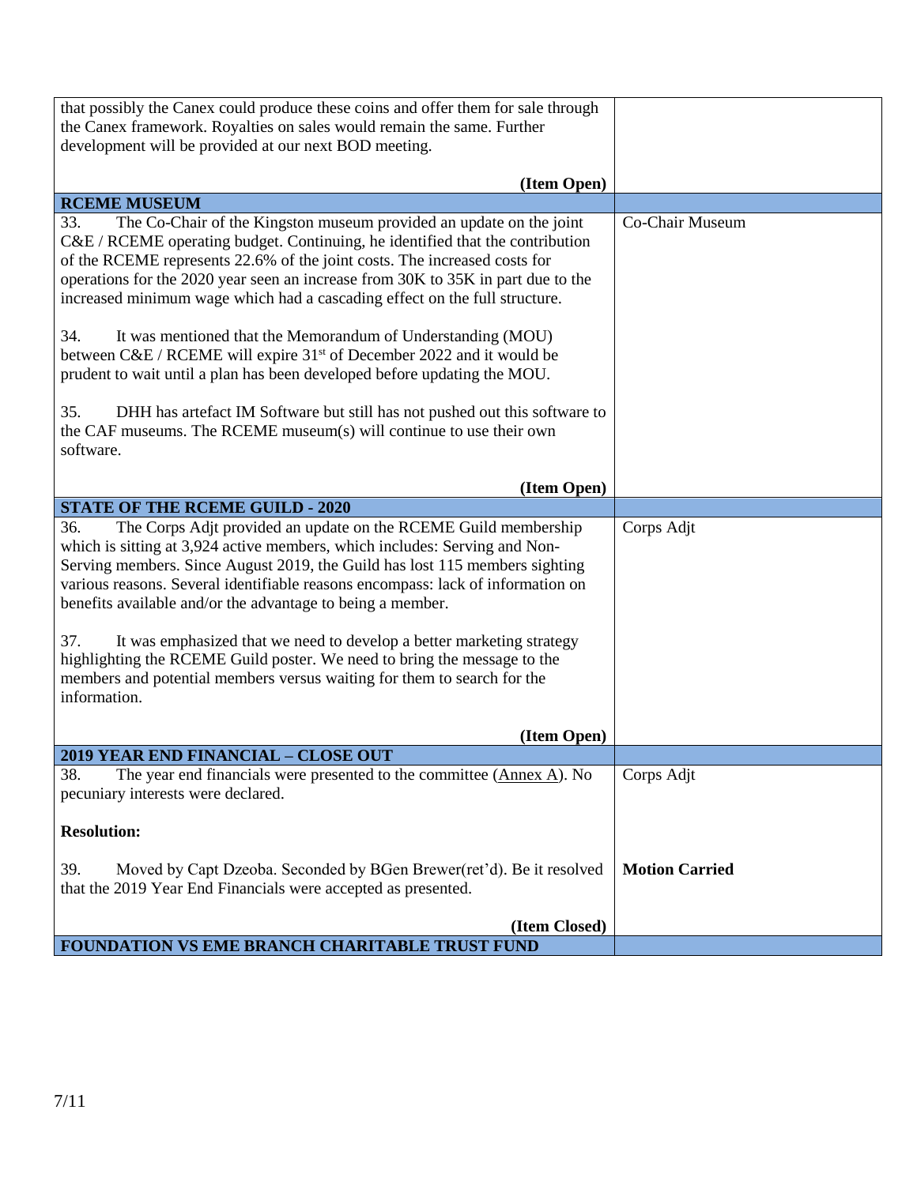| | |
|---|---|
| that possibly the Canex could produce these coins and offer them for sale through the Canex framework. Royalties on sales would remain the same. Further development will be provided at our next BOD meeting.<br><br>**(Item Open)** | |
| **RCEME MUSEUM** | |
| 33. The Co-Chair of the Kingston museum provided an update on the joint C&E / RCEME operating budget. Continuing, he identified that the contribution of the RCEME represents 22.6% of the joint costs. The increased costs for operations for the 2020 year seen an increase from 30K to 35K in part due to the increased minimum wage which had a cascading effect on the full structure.<br><br>34. It was mentioned that the Memorandum of Understanding (MOU) between C&E / RCEME will expire 31st of December 2022 and it would be prudent to wait until a plan has been developed before updating the MOU.<br><br>35. DHH has artefact IM Software but still has not pushed out this software to the CAF museums. The RCEME museum(s) will continue to use their own software.<br><br>**(Item Open)** | Co-Chair Museum |
| **STATE OF THE RCEME GUILD - 2020** | |
| 36. The Corps Adjt provided an update on the RCEME Guild membership which is sitting at 3,924 active members, which includes: Serving and Non-Serving members. Since August 2019, the Guild has lost 115 members sighting various reasons. Several identifiable reasons encompass: lack of information on benefits available and/or the advantage to being a member.<br><br>37. It was emphasized that we need to develop a better marketing strategy highlighting the RCEME Guild poster. We need to bring the message to the members and potential members versus waiting for them to search for the information.<br><br>**(Item Open)** | Corps Adjt |
| **2019 YEAR END FINANCIAL – CLOSE OUT** | |
| 38. The year end financials were presented to the committee (Annex A). No pecuniary interests were declared.<br><br>**Resolution:** | Corps Adjt |
| 39. Moved by Capt Dzeoba. Seconded by BGen Brewer(ret'd). Be it resolved that the 2019 Year End Financials were accepted as presented.<br><br>**(Item Closed)** | **Motion Carried** |
| **FOUNDATION VS EME BRANCH CHARITABLE TRUST FUND** | |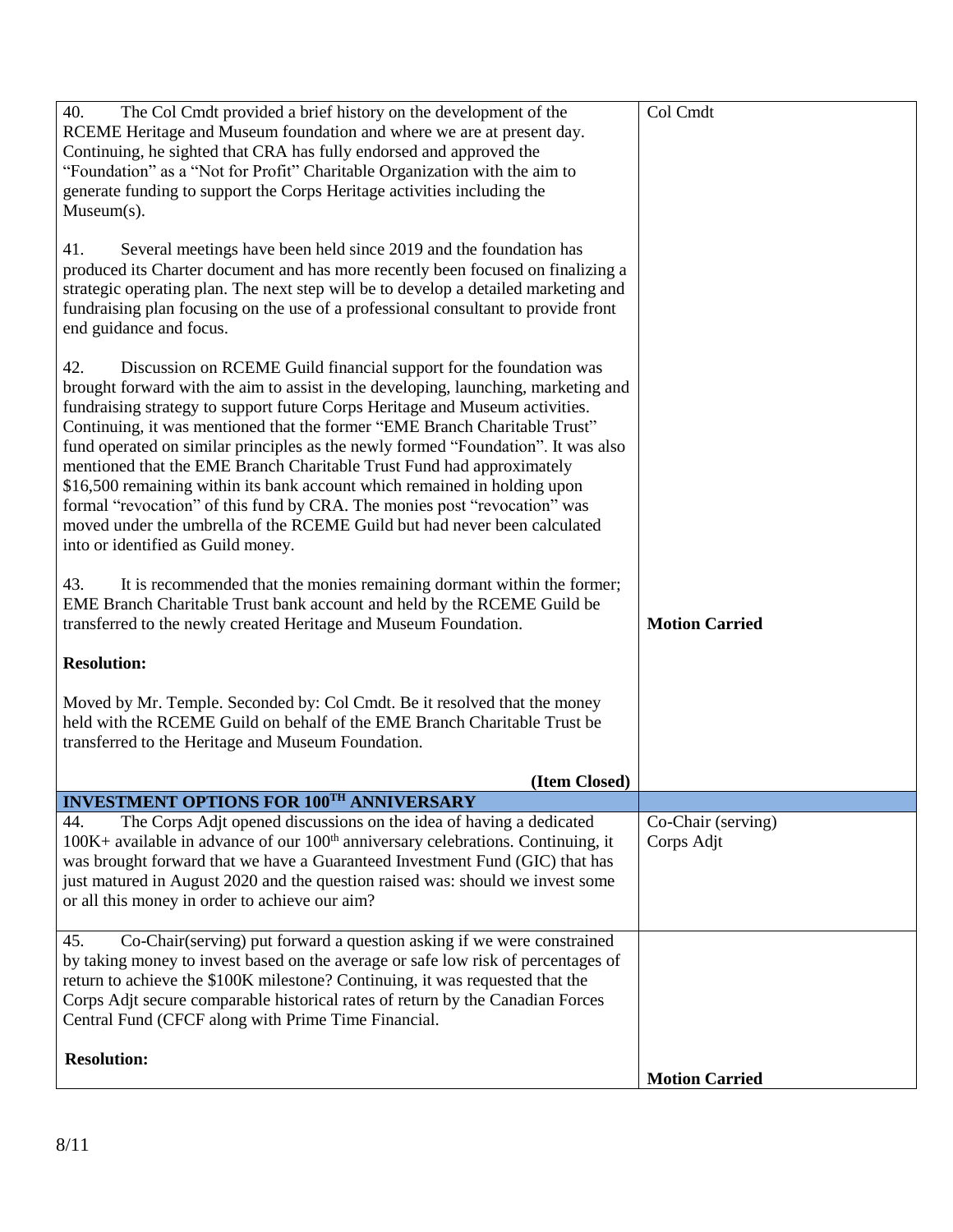| | |
|---|---|
| 40. The Col Cmdt provided a brief history on the development of the RCEME Heritage and Museum foundation and where we are at present day. Continuing, he sighted that CRA has fully endorsed and approved the "Foundation" as a "Not for Profit" Charitable Organization with the aim to generate funding to support the Corps Heritage activities including the Museum(s).<br><br>41. Several meetings have been held since 2019 and the foundation has produced its Charter document and has more recently been focused on finalizing a strategic operating plan. The next step will be to develop a detailed marketing and fundraising plan focusing on the use of a professional consultant to provide front end guidance and focus.<br><br>42. Discussion on RCEME Guild financial support for the foundation was brought forward with the aim to assist in the developing, launching, marketing and fundraising strategy to support future Corps Heritage and Museum activities. Continuing, it was mentioned that the former "EME Branch Charitable Trust" fund operated on similar principles as the newly formed "Foundation". It was also mentioned that the EME Branch Charitable Trust Fund had approximately $16,500 remaining within its bank account which remained in holding upon formal "revocation" of this fund by CRA. The monies post "revocation" was moved under the umbrella of the RCEME Guild but had never been calculated into or identified as Guild money.<br><br>43. It is recommended that the monies remaining dormant within the former; EME Branch Charitable Trust bank account and held by the RCEME Guild be transferred to the newly created Heritage and Museum Foundation.<br><br>**Resolution:**<br><br>Moved by Mr. Temple. Seconded by: Col Cmdt. Be it resolved that the money held with the RCEME Guild on behalf of the EME Branch Charitable Trust be transferred to the Heritage and Museum Foundation.<br><br>**(Item Closed)** | Col Cmdt<br><br>**Motion Carried** |
| **INVESTMENT OPTIONS FOR 100TH ANNIVERSARY** | |
| 44. The Corps Adjt opened discussions on the idea of having a dedicated 100K+ available in advance of our 100th anniversary celebrations. Continuing, it was brought forward that we have a Guaranteed Investment Fund (GIC) that has just matured in August 2020 and the question raised was: should we invest some or all this money in order to achieve our aim? | Co-Chair (serving)<br>Corps Adjt |
| 45. Co-Chair(serving) put forward a question asking if we were constrained by taking money to invest based on the average or safe low risk of percentages of return to achieve the $100K milestone? Continuing, it was requested that the Corps Adjt secure comparable historical rates of return by the Canadian Forces Central Fund (CFCF along with Prime Time Financial.<br><br>**Resolution:** | <br><br>**Motion Carried** |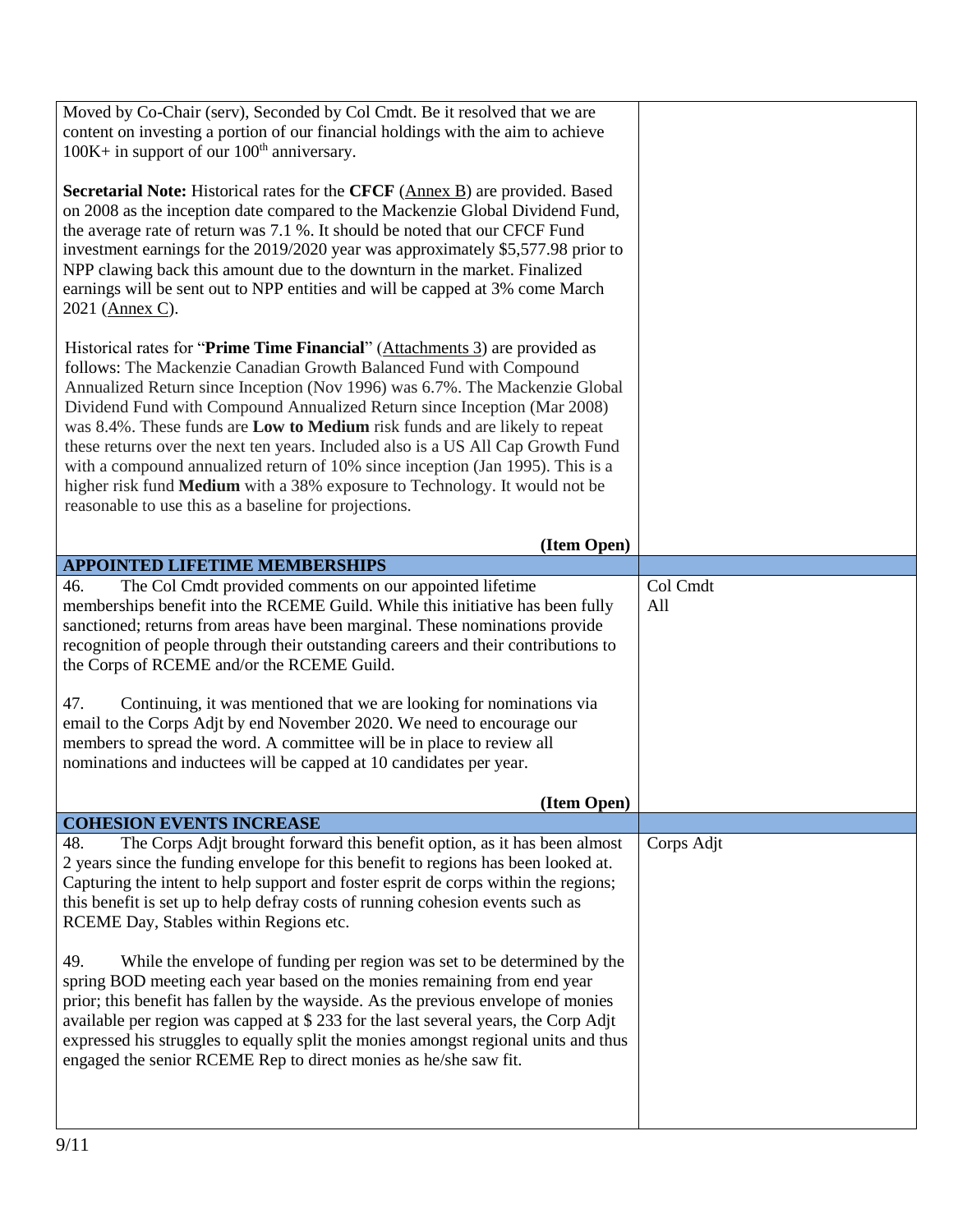| | |
|---|---|
| Moved by Co-Chair (serv), Seconded by Col Cmdt. Be it resolved that we are content on investing a portion of our financial holdings with the aim to achieve 100K+ in support of our 100th anniversary.<br><br>**Secretarial Note:** Historical rates for the **CFCF** (Annex B) are provided. Based on 2008 as the inception date compared to the Mackenzie Global Dividend Fund, the average rate of return was 7.1 %. It should be noted that our CFCF Fund investment earnings for the 2019/2020 year was approximately $5,577.98 prior to NPP clawing back this amount due to the downturn in the market. Finalized earnings will be sent out to NPP entities and will be capped at 3% come March 2021 (Annex C).<br><br>Historical rates for "**Prime Time Financial**" (Attachments 3) are provided as follows: The Mackenzie Canadian Growth Balanced Fund with Compound Annualized Return since Inception (Nov 1996) was 6.7%. The Mackenzie Global Dividend Fund with Compound Annualized Return since Inception (Mar 2008) was 8.4%. These funds are **Low to Medium** risk funds and are likely to repeat these returns over the next ten years. Included also is a US All Cap Growth Fund with a compound annualized return of 10% since inception (Jan 1995). This is a higher risk fund **Medium** with a 38% exposure to Technology. It would not be reasonable to use this as a baseline for projections.<br><br>**(Item Open)** | |
| **APPOINTED LIFETIME MEMBERSHIPS** | |
| 46. The Col Cmdt provided comments on our appointed lifetime memberships benefit into the RCEME Guild. While this initiative has been fully sanctioned; returns from areas have been marginal. These nominations provide recognition of people through their outstanding careers and their contributions to the Corps of RCEME and/or the RCEME Guild.<br><br>47. Continuing, it was mentioned that we are looking for nominations via email to the Corps Adjt by end November 2020. We need to encourage our members to spread the word. A committee will be in place to review all nominations and inductees will be capped at 10 candidates per year.<br><br>**(Item Open)** | Col Cmdt<br>All |
| **COHESION EVENTS INCREASE** | |
| 48. The Corps Adjt brought forward this benefit option, as it has been almost 2 years since the funding envelope for this benefit to regions has been looked at. Capturing the intent to help support and foster esprit de corps within the regions; this benefit is set up to help defray costs of running cohesion events such as RCEME Day, Stables within Regions etc.<br><br>49. While the envelope of funding per region was set to be determined by the spring BOD meeting each year based on the monies remaining from end year prior; this benefit has fallen by the wayside. As the previous envelope of monies available per region was capped at $ 233 for the last several years, the Corp Adjt expressed his struggles to equally split the monies amongst regional units and thus engaged the senior RCEME Rep to direct monies as he/she saw fit. | Corps Adjt |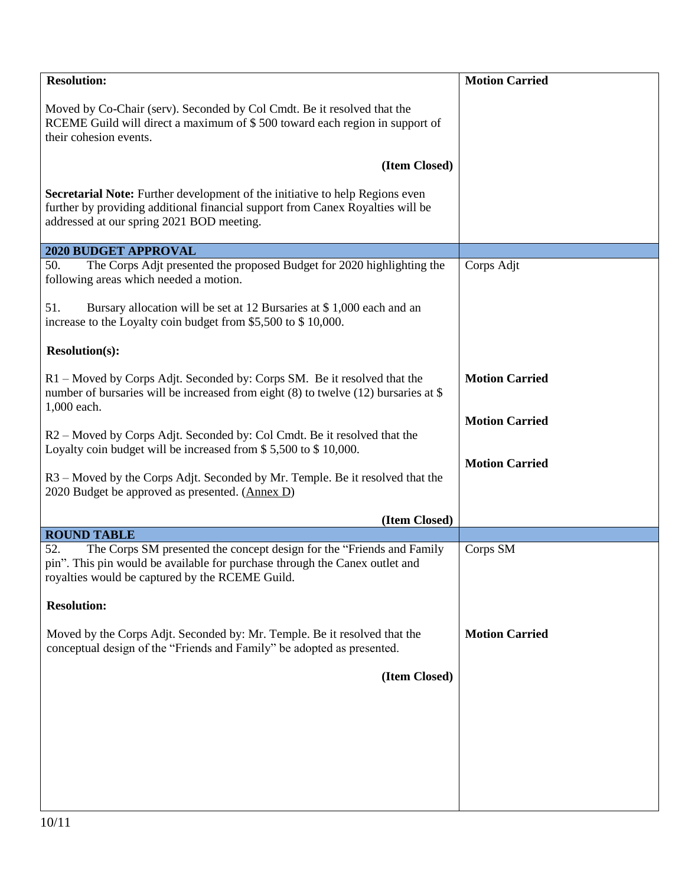| | |
|---|---|
| **Resolution:**<br><br>Moved by Co-Chair (serv). Seconded by Col Cmdt. Be it resolved that the RCEME Guild will direct a maximum of $ 500 toward each region in support of their cohesion events.<br><br>**(Item Closed)**<br><br>**Secretarial Note:** Further development of the initiative to help Regions even further by providing additional financial support from Canex Royalties will be addressed at our spring 2021 BOD meeting. | **Motion Carried** |
| **2020 BUDGET APPROVAL** | |
| 50. The Corps Adjt presented the proposed Budget for 2020 highlighting the following areas which needed a motion.<br><br>51. Bursary allocation will be set at 12 Bursaries at $ 1,000 each and an increase to the Loyalty coin budget from $5,500 to $ 10,000.<br><br>**Resolution(s):** | Corps Adjt |
| R1 – Moved by Corps Adjt. Seconded by: Corps SM. Be it resolved that the number of bursaries will be increased from eight (8) to twelve (12) bursaries at $ 1,000 each. | **Motion Carried** |
| R2 – Moved by Corps Adjt. Seconded by: Col Cmdt. Be it resolved that the Loyalty coin budget will be increased from $ 5,500 to $ 10,000. | **Motion Carried** |
| R3 – Moved by the Corps Adjt. Seconded by Mr. Temple. Be it resolved that the 2020 Budget be approved as presented. (Annex D)<br><br>**(Item Closed)** | **Motion Carried** |
| **ROUND TABLE** | |
| 52. The Corps SM presented the concept design for the "Friends and Family pin". This pin would be available for purchase through the Canex outlet and royalties would be captured by the RCEME Guild.<br><br>**Resolution:** | Corps SM |
| Moved by the Corps Adjt. Seconded by: Mr. Temple. Be it resolved that the conceptual design of the "Friends and Family" be adopted as presented.<br><br>**(Item Closed)** | **Motion Carried** |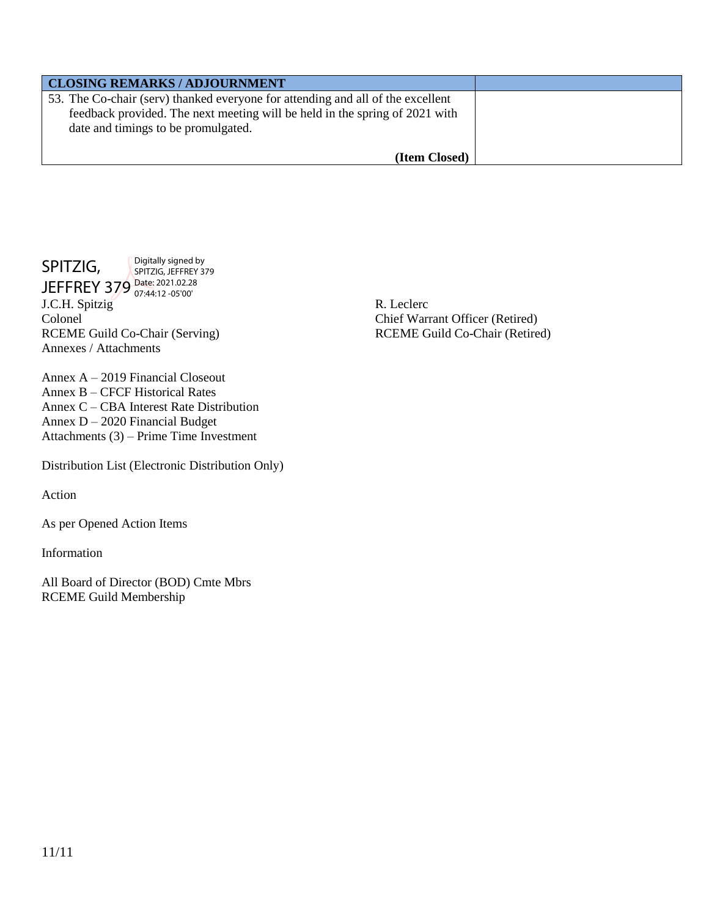| CLOSING REMARKS / ADJOURNMENT | |
|---|---|
| 53. The Co-chair (serv) thanked everyone for attending and all of the excellent feedback provided. The next meeting will be held in the spring of 2021 with date and timings to be promulgated. **(Item Closed)** | |

SPITZIG, JEFFREY 379
Digitally signed by SPITZIG, JEFFREY 379
Date: 2021.02.28 07:44:12 -05'00'

J.C.H. Spitzig
Colonel
RCEME Guild Co-Chair (Serving)

R. Leclerc
Chief Warrant Officer (Retired)
RCEME Guild Co-Chair (Retired)

Annexes / Attachments

Annex A – 2019 Financial Closeout
Annex B – CFCF Historical Rates
Annex C – CBA Interest Rate Distribution
Annex D – 2020 Financial Budget
Attachments (3) – Prime Time Investment

Distribution List (Electronic Distribution Only)

Action

As per Opened Action Items

Information

All Board of Director (BOD) Cmte Mbrs
RCEME Guild Membership